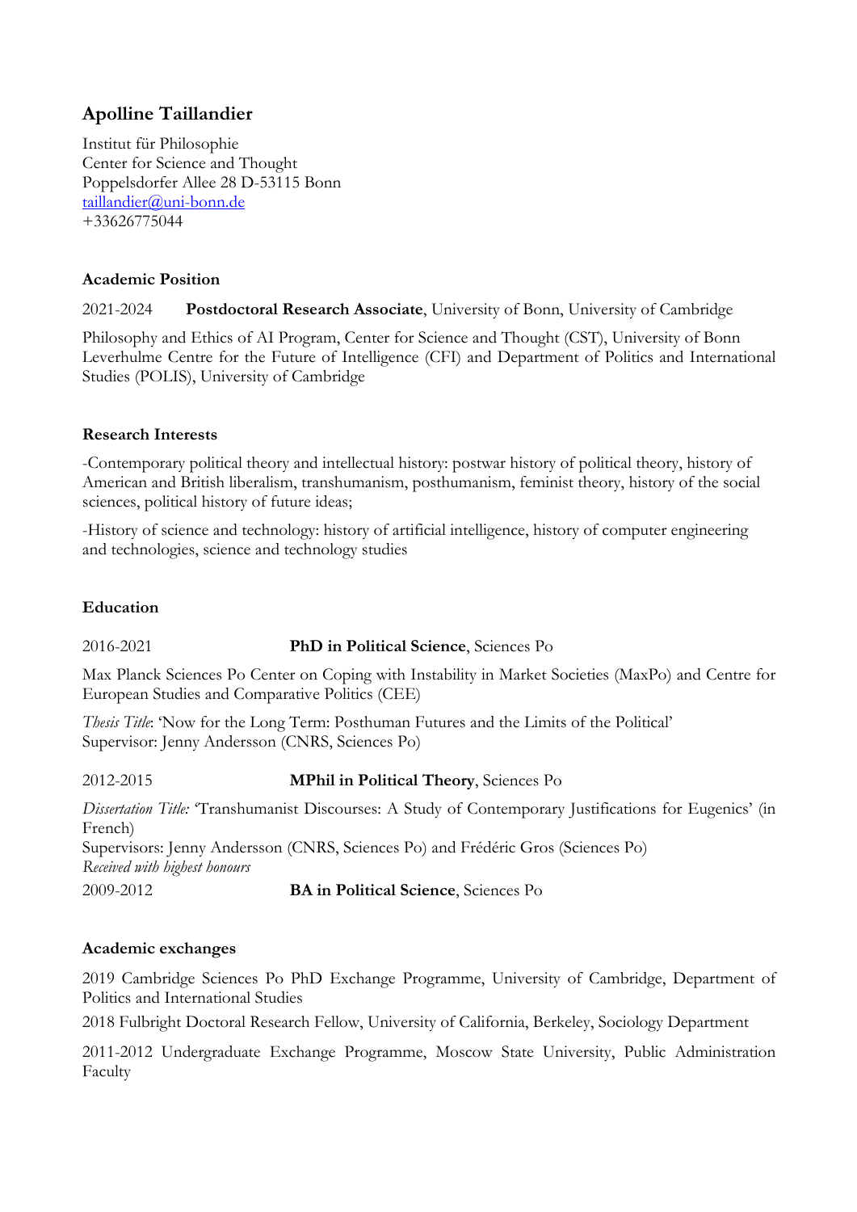# Apolline Taillandier

Institut für Philosophie
Center for Science and Thought
Poppelsdorfer Allee 28 D-53115 Bonn
taillandier@uni-bonn.de
+33626775044

## Academic Position

2021-2024 **Postdoctoral Research Associate**, University of Bonn, University of Cambridge

Philosophy and Ethics of AI Program, Center for Science and Thought (CST), University of Bonn
Leverhulme Centre for the Future of Intelligence (CFI) and Department of Politics and International Studies (POLIS), University of Cambridge

## Research Interests

-Contemporary political theory and intellectual history: postwar history of political theory, history of American and British liberalism, transhumanism, posthumanism, feminist theory, history of the social sciences, political history of future ideas;

-History of science and technology: history of artificial intelligence, history of computer engineering and technologies, science and technology studies

## Education

2016-2021 **PhD in Political Science**, Sciences Po

Max Planck Sciences Po Center on Coping with Instability in Market Societies (MaxPo) and Centre for European Studies and Comparative Politics (CEE)

*Thesis Title*: 'Now for the Long Term: Posthuman Futures and the Limits of the Political'
Supervisor: Jenny Andersson (CNRS, Sciences Po)

2012-2015 **MPhil in Political Theory**, Sciences Po

*Dissertation Title:* 'Transhumanist Discourses: A Study of Contemporary Justifications for Eugenics' (in French)
Supervisors: Jenny Andersson (CNRS, Sciences Po) and Frédéric Gros (Sciences Po)
*Received with highest honours*

2009-2012 **BA in Political Science**, Sciences Po

## Academic exchanges

2019 Cambridge Sciences Po PhD Exchange Programme, University of Cambridge, Department of Politics and International Studies

2018 Fulbright Doctoral Research Fellow, University of California, Berkeley, Sociology Department

2011-2012 Undergraduate Exchange Programme, Moscow State University, Public Administration Faculty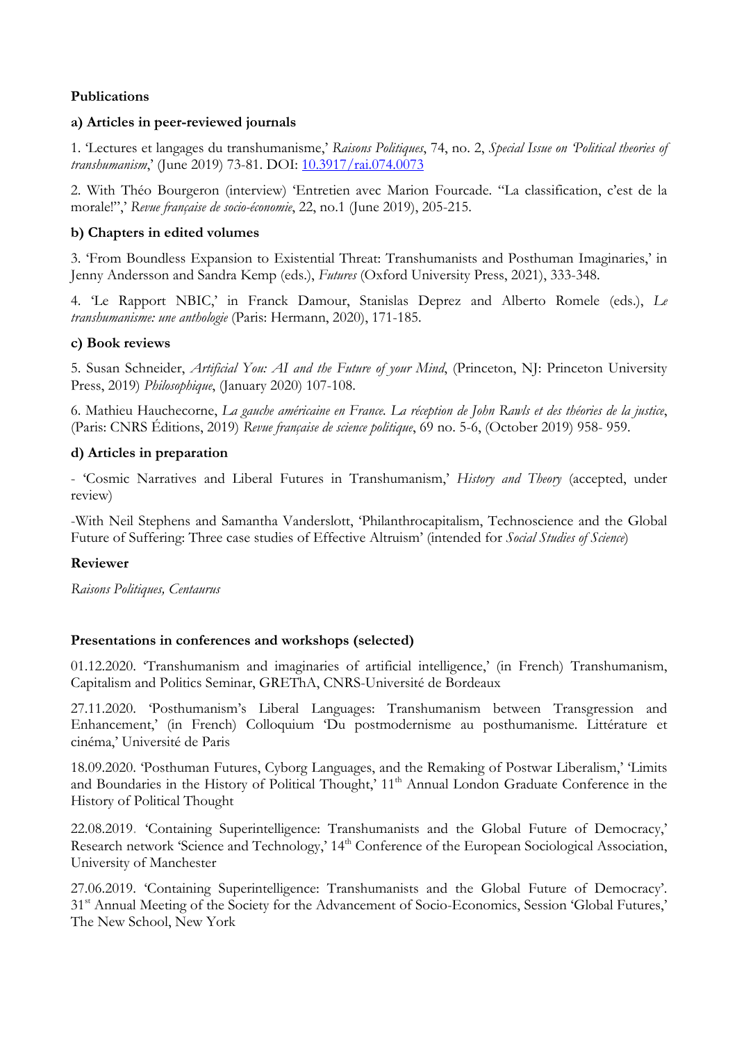**Publications**

**a) Articles in peer-reviewed journals**

1. 'Lectures et langages du transhumanisme,' *Raisons Politiques*, 74, no. 2, *Special Issue on 'Political theories of transhumanism*,' (June 2019) 73-81. DOI: [10.3917/rai.074.0073](https://doi.org/10.3917/rai.074.0073)

2. With Théo Bourgeron (interview) 'Entretien avec Marion Fourcade. "La classification, c'est de la morale!",' *Revue française de socio-économie*, 22, no.1 (June 2019), 205-215.

**b) Chapters in edited volumes**

3. 'From Boundless Expansion to Existential Threat: Transhumanists and Posthuman Imaginaries,' in Jenny Andersson and Sandra Kemp (eds.), *Futures* (Oxford University Press, 2021), 333-348.

4. 'Le Rapport NBIC,' in Franck Damour, Stanislas Deprez and Alberto Romele (eds.), *Le transhumanisme: une anthologie* (Paris: Hermann, 2020), 171-185.

**c) Book reviews**

5. Susan Schneider, *Artificial You: AI and the Future of your Mind*, (Princeton, NJ: Princeton University Press, 2019) *Philosophique*, (January 2020) 107-108.

6. Mathieu Hauchecorne, *La gauche américaine en France. La réception de John Rawls et des théories de la justice*, (Paris: CNRS Éditions, 2019) *Revue française de science politique*, 69 no. 5-6, (October 2019) 958- 959.

**d) Articles in preparation**

- 'Cosmic Narratives and Liberal Futures in Transhumanism,' *History and Theory* (accepted, under review)

-With Neil Stephens and Samantha Vanderslott, 'Philanthrocapitalism, Technoscience and the Global Future of Suffering: Three case studies of Effective Altruism' (intended for *Social Studies of Science*)

**Reviewer**

*Raisons Politiques, Centaurus*

**Presentations in conferences and workshops (selected)**

01.12.2020. 'Transhumanism and imaginaries of artificial intelligence,' (in French) Transhumanism, Capitalism and Politics Seminar, GREThA, CNRS-Université de Bordeaux

27.11.2020. 'Posthumanism's Liberal Languages: Transhumanism between Transgression and Enhancement,' (in French) Colloquium 'Du postmodernisme au posthumanisme. Littérature et cinéma,' Université de Paris

18.09.2020. 'Posthuman Futures, Cyborg Languages, and the Remaking of Postwar Liberalism,' 'Limits and Boundaries in the History of Political Thought,' 11th Annual London Graduate Conference in the History of Political Thought

22.08.2019. 'Containing Superintelligence: Transhumanists and the Global Future of Democracy,' Research network 'Science and Technology,' 14th Conference of the European Sociological Association, University of Manchester

27.06.2019. 'Containing Superintelligence: Transhumanists and the Global Future of Democracy'. 31st Annual Meeting of the Society for the Advancement of Socio-Economics, Session 'Global Futures,' The New School, New York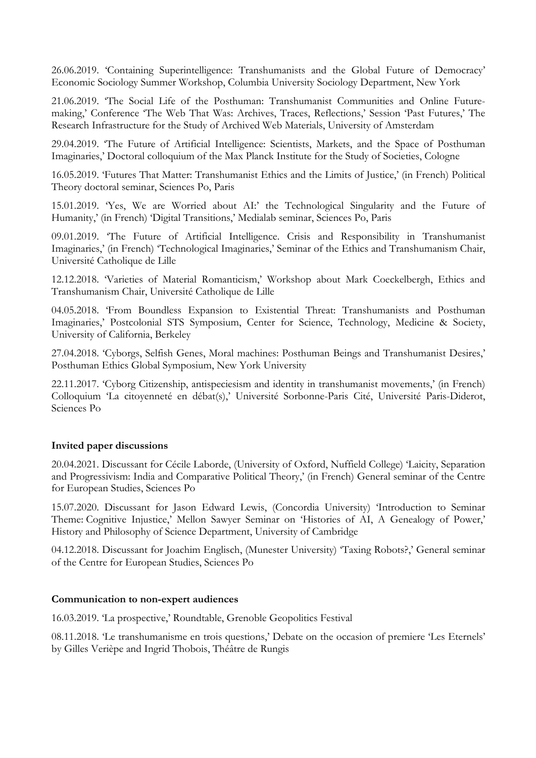26.06.2019. 'Containing Superintelligence: Transhumanists and the Global Future of Democracy' Economic Sociology Summer Workshop, Columbia University Sociology Department, New York

21.06.2019. 'The Social Life of the Posthuman: Transhumanist Communities and Online Future-making,' Conference 'The Web That Was: Archives, Traces, Reflections,' Session 'Past Futures,' The Research Infrastructure for the Study of Archived Web Materials, University of Amsterdam

29.04.2019. 'The Future of Artificial Intelligence: Scientists, Markets, and the Space of Posthuman Imaginaries,' Doctoral colloquium of the Max Planck Institute for the Study of Societies, Cologne

16.05.2019. 'Futures That Matter: Transhumanist Ethics and the Limits of Justice,' (in French) Political Theory doctoral seminar, Sciences Po, Paris

15.01.2019. 'Yes, We are Worried about AI:' the Technological Singularity and the Future of Humanity,' (in French) 'Digital Transitions,' Medialab seminar, Sciences Po, Paris

09.01.2019. 'The Future of Artificial Intelligence. Crisis and Responsibility in Transhumanist Imaginaries,' (in French) 'Technological Imaginaries,' Seminar of the Ethics and Transhumanism Chair, Université Catholique de Lille

12.12.2018. 'Varieties of Material Romanticism,' Workshop about Mark Coeckelbergh, Ethics and Transhumanism Chair, Université Catholique de Lille

04.05.2018. 'From Boundless Expansion to Existential Threat: Transhumanists and Posthuman Imaginaries,' Postcolonial STS Symposium, Center for Science, Technology, Medicine & Society, University of California, Berkeley

27.04.2018. 'Cyborgs, Selfish Genes, Moral machines: Posthuman Beings and Transhumanist Desires,' Posthuman Ethics Global Symposium, New York University

22.11.2017. 'Cyborg Citizenship, antispeciesism and identity in transhumanist movements,' (in French) Colloquium 'La citoyenneté en débat(s),' Université Sorbonne-Paris Cité, Université Paris-Diderot, Sciences Po

**Invited paper discussions**

20.04.2021. Discussant for Cécile Laborde, (University of Oxford, Nuffield College) 'Laicity, Separation and Progressivism: India and Comparative Political Theory,' (in French) General seminar of the Centre for European Studies, Sciences Po

15.07.2020. Discussant for Jason Edward Lewis, (Concordia University) 'Introduction to Seminar Theme: Cognitive Injustice,' Mellon Sawyer Seminar on 'Histories of AI, A Genealogy of Power,' History and Philosophy of Science Department, University of Cambridge

04.12.2018. Discussant for Joachim Englisch, (Munester University) 'Taxing Robots?,' General seminar of the Centre for European Studies, Sciences Po

**Communication to non-expert audiences**

16.03.2019. 'La prospective,' Roundtable, Grenoble Geopolitics Festival

08.11.2018. 'Le transhumanisme en trois questions,' Debate on the occasion of premiere 'Les Eternels' by Gilles Verièpe and Ingrid Thobois, Théâtre de Rungis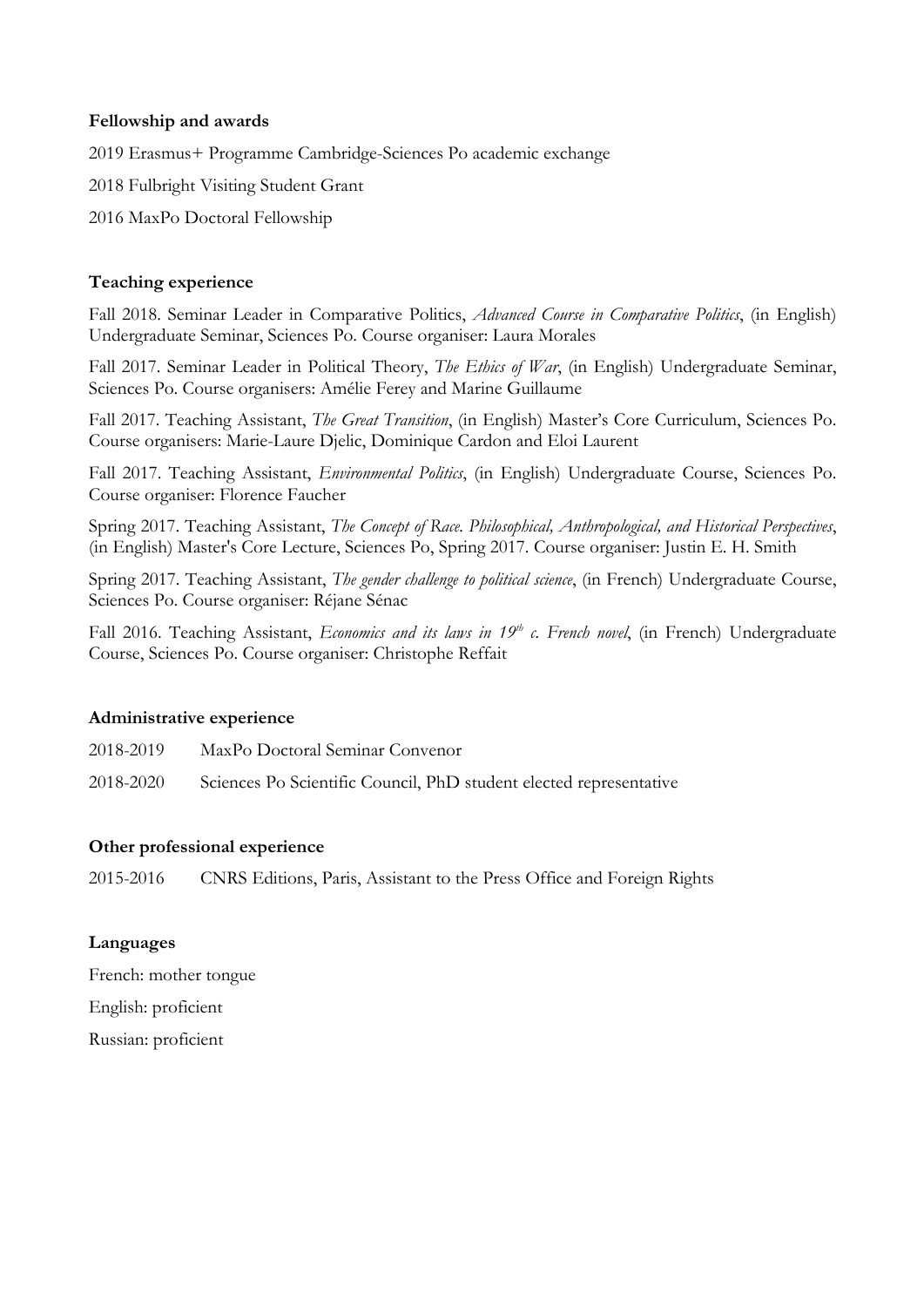**Fellowship and awards**

2019 Erasmus+ Programme Cambridge-Sciences Po academic exchange

2018 Fulbright Visiting Student Grant

2016 MaxPo Doctoral Fellowship

**Teaching experience**

Fall 2018. Seminar Leader in Comparative Politics, *Advanced Course in Comparative Politics*, (in English) Undergraduate Seminar, Sciences Po. Course organiser: Laura Morales

Fall 2017. Seminar Leader in Political Theory, *The Ethics of War*, (in English) Undergraduate Seminar, Sciences Po. Course organisers: Amélie Ferey and Marine Guillaume

Fall 2017. Teaching Assistant, *The Great Transition*, (in English) Master's Core Curriculum, Sciences Po. Course organisers: Marie-Laure Djelic, Dominique Cardon and Eloi Laurent

Fall 2017. Teaching Assistant, *Environmental Politics*, (in English) Undergraduate Course, Sciences Po. Course organiser: Florence Faucher

Spring 2017. Teaching Assistant, *The Concept of Race. Philosophical, Anthropological, and Historical Perspectives*, (in English) Master's Core Lecture, Sciences Po, Spring 2017. Course organiser: Justin E. H. Smith

Spring 2017. Teaching Assistant, *The gender challenge to political science*, (in French) Undergraduate Course, Sciences Po. Course organiser: Réjane Sénac

Fall 2016. Teaching Assistant, *Economics and its laws in 19th c. French novel*, (in French) Undergraduate Course, Sciences Po. Course organiser: Christophe Reffait

**Administrative experience**

2018-2019 MaxPo Doctoral Seminar Convenor

2018-2020 Sciences Po Scientific Council, PhD student elected representative

**Other professional experience**

2015-2016 CNRS Editions, Paris, Assistant to the Press Office and Foreign Rights

**Languages**

French: mother tongue

English: proficient

Russian: proficient